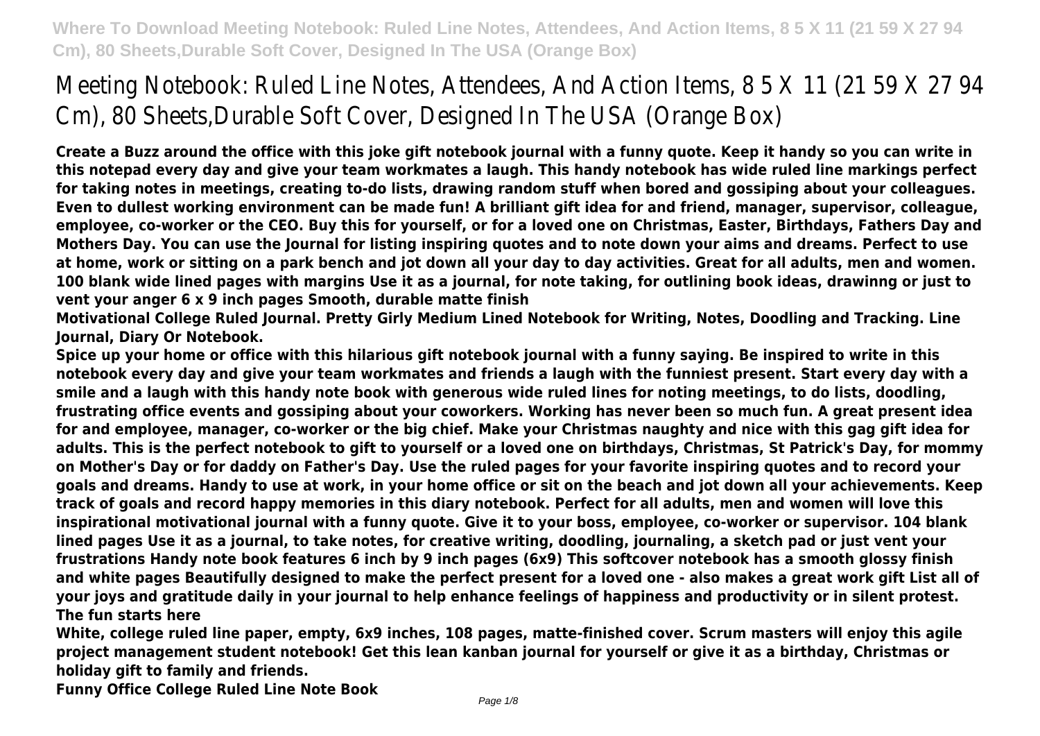# Meeting Notebook: Ruled Line Notes, Attendees, And Action Items, 8 5 X 11 (21 59 X 27 94 Cm), 80 Sheets,Durable Soft Cover, Designed In The USA (Orange Box)

**Create a Buzz around the office with this joke gift notebook journal with a funny quote. Keep it handy so you can write in this notepad every day and give your team workmates a laugh. This handy notebook has wide ruled line markings perfect for taking notes in meetings, creating to-do lists, drawing random stuff when bored and gossiping about your colleagues. Even to dullest working environment can be made fun! A brilliant gift idea for and friend, manager, supervisor, colleague, employee, co-worker or the CEO. Buy this for yourself, or for a loved one on Christmas, Easter, Birthdays, Fathers Day and Mothers Day. You can use the Journal for listing inspiring quotes and to note down your aims and dreams. Perfect to use at home, work or sitting on a park bench and jot down all your day to day activities. Great for all adults, men and women. 100 blank wide lined pages with margins Use it as a journal, for note taking, for outlining book ideas, drawinng or just to vent your anger 6 x 9 inch pages Smooth, durable matte finish**

**Motivational College Ruled Journal. Pretty Girly Medium Lined Notebook for Writing, Notes, Doodling and Tracking. Line Journal, Diary Or Notebook.**

**Spice up your home or office with this hilarious gift notebook journal with a funny saying. Be inspired to write in this notebook every day and give your team workmates and friends a laugh with the funniest present. Start every day with a smile and a laugh with this handy note book with generous wide ruled lines for noting meetings, to do lists, doodling, frustrating office events and gossiping about your coworkers. Working has never been so much fun. A great present idea for and employee, manager, co-worker or the big chief. Make your Christmas naughty and nice with this gag gift idea for adults. This is the perfect notebook to gift to yourself or a loved one on birthdays, Christmas, St Patrick's Day, for mommy on Mother's Day or for daddy on Father's Day. Use the ruled pages for your favorite inspiring quotes and to record your goals and dreams. Handy to use at work, in your home office or sit on the beach and jot down all your achievements. Keep track of goals and record happy memories in this diary notebook. Perfect for all adults, men and women will love this inspirational motivational journal with a funny quote. Give it to your boss, employee, co-worker or supervisor. 104 blank lined pages Use it as a journal, to take notes, for creative writing, doodling, journaling, a sketch pad or just vent your frustrations Handy note book features 6 inch by 9 inch pages (6x9) This softcover notebook has a smooth glossy finish and white pages Beautifully designed to make the perfect present for a loved one - also makes a great work gift List all of your joys and gratitude daily in your journal to help enhance feelings of happiness and productivity or in silent protest. The fun starts here**

**White, college ruled line paper, empty, 6x9 inches, 108 pages, matte-finished cover. Scrum masters will enjoy this agile project management student notebook! Get this lean kanban journal for yourself or give it as a birthday, Christmas or holiday gift to family and friends.**

**Funny Office College Ruled Line Note Book**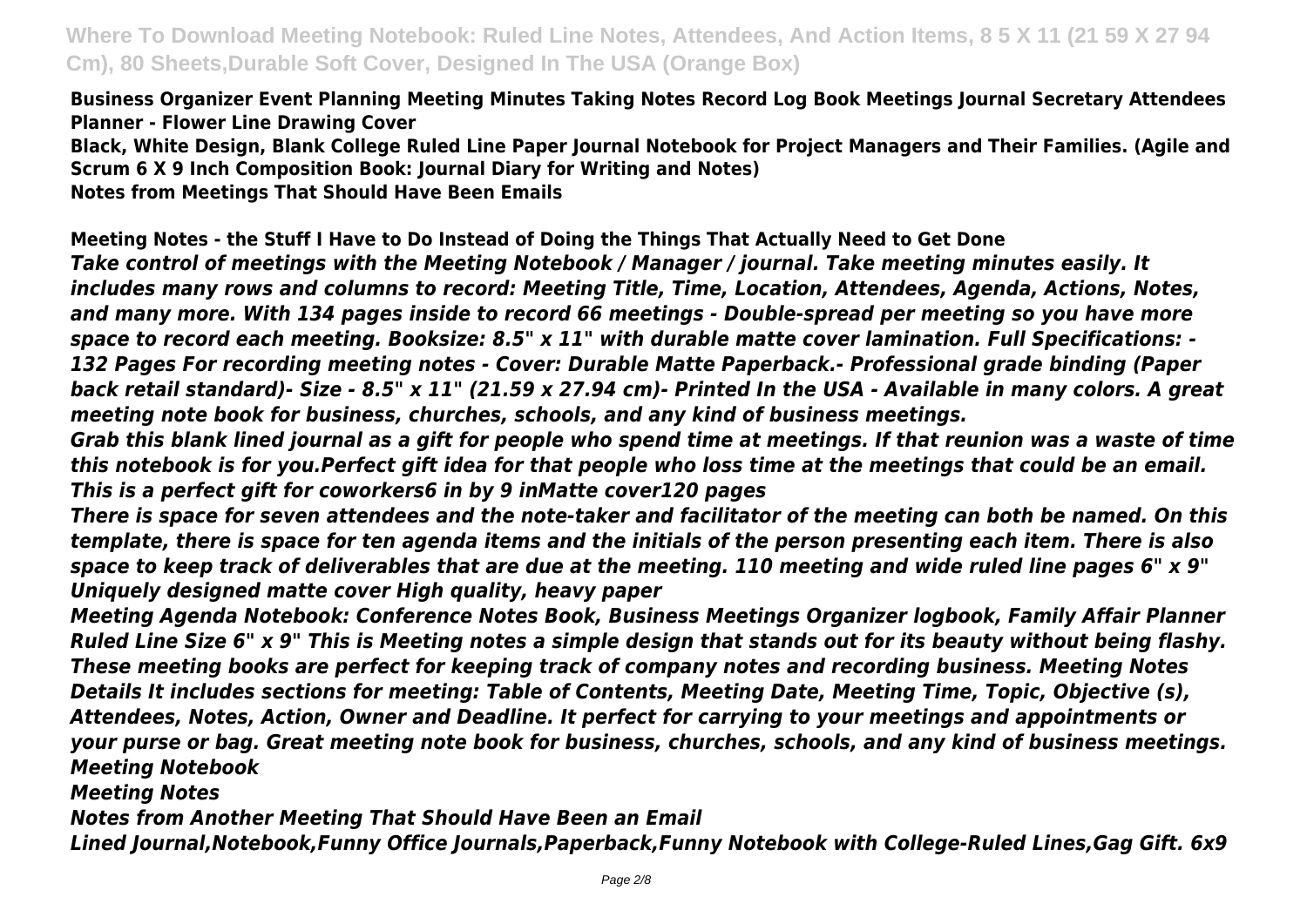**Business Organizer Event Planning Meeting Minutes Taking Notes Record Log Book Meetings Journal Secretary Attendees Planner - Flower Line Drawing Cover**

**Black, White Design, Blank College Ruled Line Paper Journal Notebook for Project Managers and Their Families. (Agile and Scrum 6 X 9 Inch Composition Book: Journal Diary for Writing and Notes)**

**Notes from Meetings That Should Have Been Emails**

**Meeting Notes - the Stuff I Have to Do Instead of Doing the Things That Actually Need to Get Done**

***Take control of meetings with the Meeting Notebook / Manager / journal. Take meeting minutes easily. It includes many rows and columns to record: Meeting Title, Time, Location, Attendees, Agenda, Actions, Notes, and many more. With 134 pages inside to record 66 meetings - Double-spread per meeting so you have more space to record each meeting. Booksize: 8.5" x 11" with durable matte cover lamination. Full Specifications: - 132 Pages For recording meeting notes - Cover: Durable Matte Paperback.- Professional grade binding (Paper back retail standard)- Size - 8.5" x 11" (21.59 x 27.94 cm)- Printed In the USA - Available in many colors. A great meeting note book for business, churches, schools, and any kind of business meetings.***

***Grab this blank lined journal as a gift for people who spend time at meetings. If that reunion was a waste of time this notebook is for you.Perfect gift idea for that people who loss time at the meetings that could be an email. This is a perfect gift for coworkers6 in by 9 inMatte cover120 pages***

***There is space for seven attendees and the note-taker and facilitator of the meeting can both be named. On this template, there is space for ten agenda items and the initials of the person presenting each item. There is also space to keep track of deliverables that are due at the meeting. 110 meeting and wide ruled line pages 6" x 9" Uniquely designed matte cover High quality, heavy paper***

***Meeting Agenda Notebook: Conference Notes Book, Business Meetings Organizer logbook, Family Affair Planner Ruled Line Size 6" x 9" This is Meeting notes a simple design that stands out for its beauty without being flashy. These meeting books are perfect for keeping track of company notes and recording business. Meeting Notes Details It includes sections for meeting: Table of Contents, Meeting Date, Meeting Time, Topic, Objective (s), Attendees, Notes, Action, Owner and Deadline. It perfect for carrying to your meetings and appointments or your purse or bag. Great meeting note book for business, churches, schools, and any kind of business meetings.***

***Meeting Notebook***

***Meeting Notes***

***Notes from Another Meeting That Should Have Been an Email***

***Lined Journal,Notebook,Funny Office Journals,Paperback,Funny Notebook with College-Ruled Lines,Gag Gift. 6x9***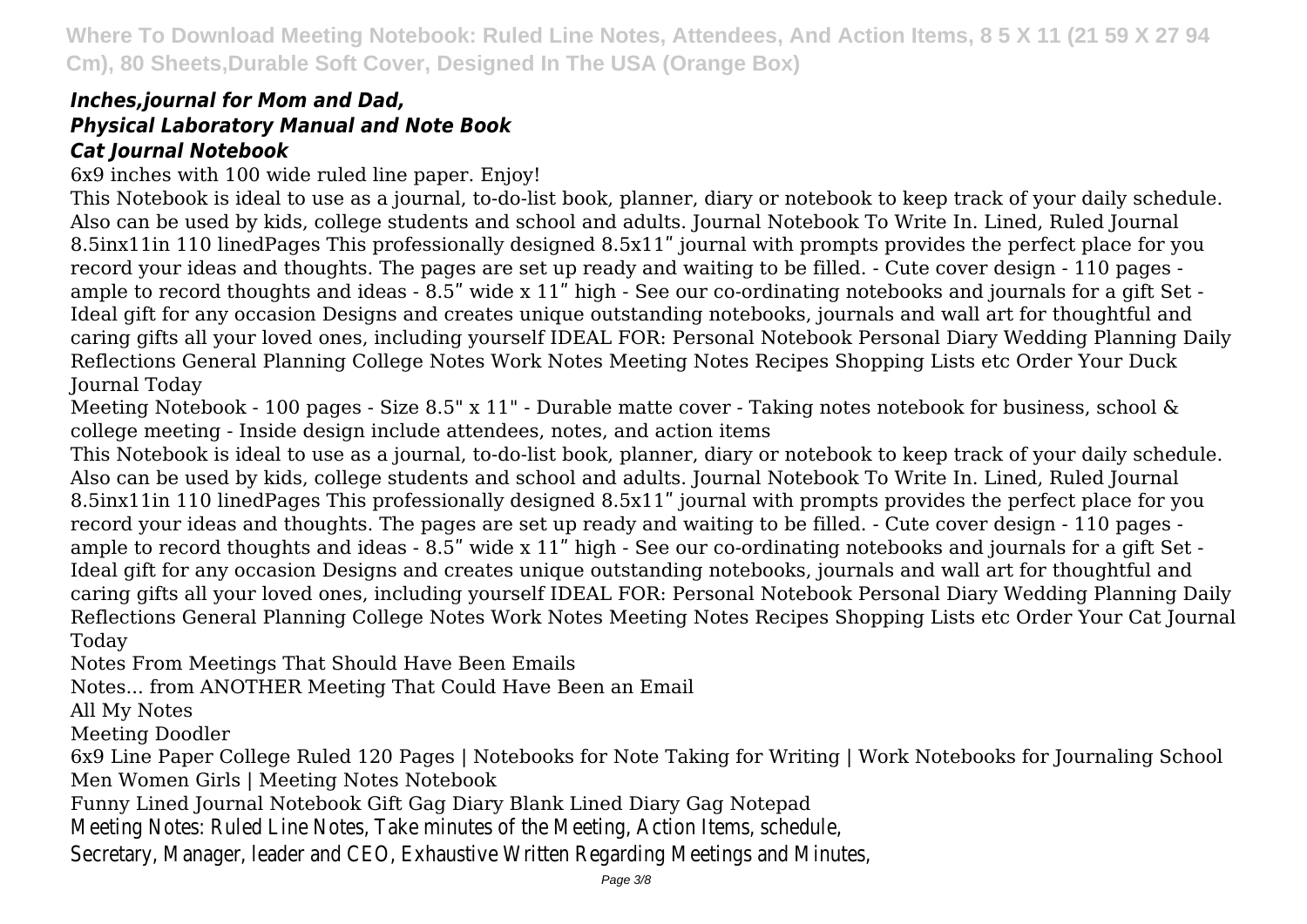### *Inches,journal for Mom and Dad,*
### *Physical Laboratory Manual and Note Book*
### *Cat Journal Notebook*

6x9 inches with 100 wide ruled line paper. Enjoy!

This Notebook is ideal to use as a journal, to-do-list book, planner, diary or notebook to keep track of your daily schedule. Also can be used by kids, college students and school and adults. Journal Notebook To Write In. Lined, Ruled Journal 8.5inx11in 110 linedPages This professionally designed 8.5x11" journal with prompts provides the perfect place for you record your ideas and thoughts. The pages are set up ready and waiting to be filled. - Cute cover design - 110 pages - ample to record thoughts and ideas - 8.5" wide x 11" high - See our co-ordinating notebooks and journals for a gift Set - Ideal gift for any occasion Designs and creates unique outstanding notebooks, journals and wall art for thoughtful and caring gifts all your loved ones, including yourself IDEAL FOR: Personal Notebook Personal Diary Wedding Planning Daily Reflections General Planning College Notes Work Notes Meeting Notes Recipes Shopping Lists etc Order Your Duck Journal Today

Meeting Notebook - 100 pages - Size 8.5" x 11" - Durable matte cover - Taking notes notebook for business, school & college meeting - Inside design include attendees, notes, and action items

This Notebook is ideal to use as a journal, to-do-list book, planner, diary or notebook to keep track of your daily schedule. Also can be used by kids, college students and school and adults. Journal Notebook To Write In. Lined, Ruled Journal 8.5inx11in 110 linedPages This professionally designed 8.5x11" journal with prompts provides the perfect place for you record your ideas and thoughts. The pages are set up ready and waiting to be filled. - Cute cover design - 110 pages - ample to record thoughts and ideas - 8.5" wide x 11" high - See our co-ordinating notebooks and journals for a gift Set - Ideal gift for any occasion Designs and creates unique outstanding notebooks, journals and wall art for thoughtful and caring gifts all your loved ones, including yourself IDEAL FOR: Personal Notebook Personal Diary Wedding Planning Daily Reflections General Planning College Notes Work Notes Meeting Notes Recipes Shopping Lists etc Order Your Cat Journal Today

Notes From Meetings That Should Have Been Emails

Notes... from ANOTHER Meeting That Could Have Been an Email

All My Notes

Meeting Doodler

6x9 Line Paper College Ruled 120 Pages | Notebooks for Note Taking for Writing | Work Notebooks for Journaling School Men Women Girls | Meeting Notes Notebook

Funny Lined Journal Notebook Gift Gag Diary Blank Lined Diary Gag Notepad

Meeting Notes: Ruled Line Notes, Take minutes of the Meeting, Action Items, schedule, Secretary, Manager, leader and CEO, Exhaustive Written Regarding Meetings and Minutes,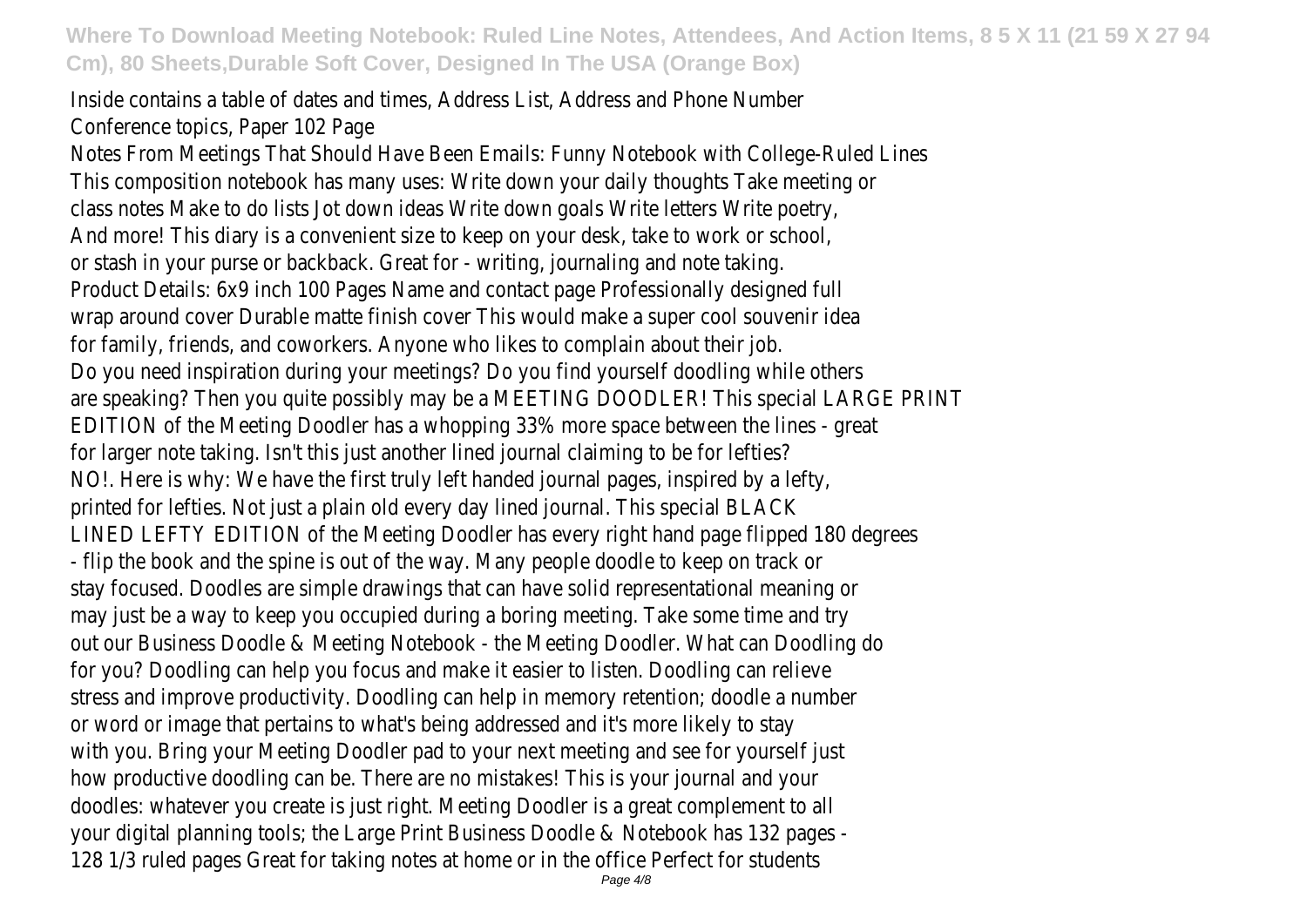Inside contains a table of dates and times, Address List, Address and Phone Number Conference topics, Paper 102 Page

Notes From Meetings That Should Have Been Emails: Funny Notebook with College-Ruled Lines

This composition notebook has many uses: Write down your daily thoughts Take meeting or class notes Make to do lists Jot down ideas Write down goals Write letters Write poetry, And more! This diary is a convenient size to keep on your desk, take to work or school, or stash in your purse or backback. Great for - writing, journaling and note taking. Product Details: 6x9 inch 100 Pages Name and contact page Professionally designed full wrap around cover Durable matte finish cover This would make a super cool souvenir idea for family, friends, and coworkers. Anyone who likes to complain about their job.

Do you need inspiration during your meetings? Do you find yourself doodling while others are speaking? Then you quite possibly may be a MEETING DOODLER! This special LARGE PRINT EDITION of the Meeting Doodler has a whopping 33% more space between the lines - great for larger note taking. Isn't this just another lined journal claiming to be for lefties? NO!. Here is why: We have the first truly left handed journal pages, inspired by a lefty, printed for lefties. Not just a plain old every day lined journal. This special BLACK LINED LEFTY EDITION of the Meeting Doodler has every right hand page flipped 180 degrees - flip the book and the spine is out of the way. Many people doodle to keep on track or stay focused. Doodles are simple drawings that can have solid representational meaning or may just be a way to keep you occupied during a boring meeting. Take some time and try out our Business Doodle & Meeting Notebook - the Meeting Doodler. What can Doodling do for you? Doodling can help you focus and make it easier to listen. Doodling can relieve stress and improve productivity. Doodling can help in memory retention; doodle a number or word or image that pertains to what's being addressed and it's more likely to stay with you. Bring your Meeting Doodler pad to your next meeting and see for yourself just how productive doodling can be. There are no mistakes! This is your journal and your doodles: whatever you create is just right. Meeting Doodler is a great complement to all your digital planning tools; the Large Print Business Doodle & Notebook has 132 pages - 128 1/3 ruled pages Great for taking notes at home or in the office Perfect for students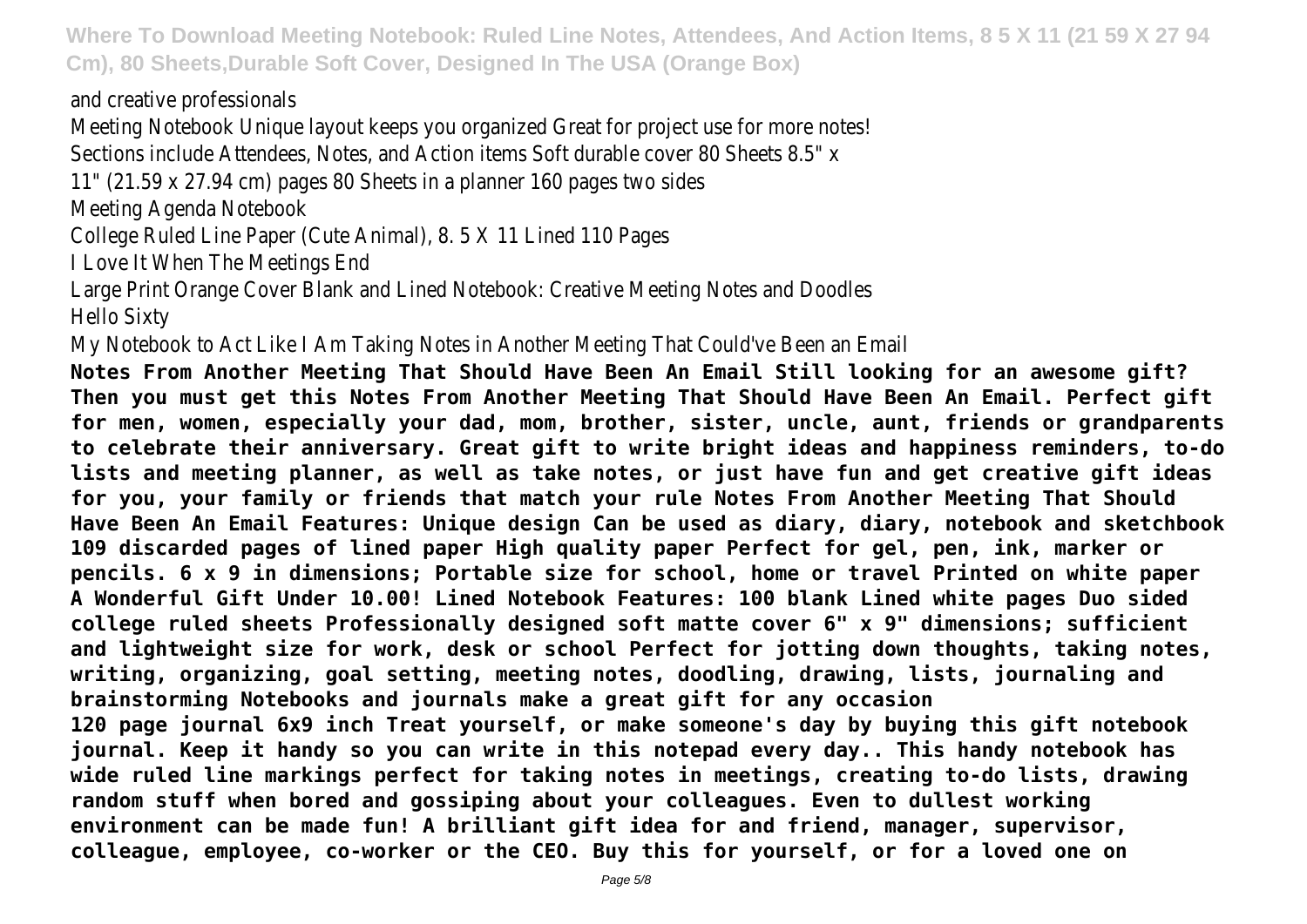and creative professionals

Meeting Notebook Unique layout keeps you organized Great for project use for more notes! Sections include Attendees, Notes, and Action items Soft durable cover 80 Sheets 8.5" x 11" (21.59 x 27.94 cm) pages 80 Sheets in a planner 160 pages two sides

Meeting Agenda Notebook

College Ruled Line Paper (Cute Animal), 8. 5 X 11 Lined 110 Pages

I Love It When The Meetings End

Large Print Orange Cover Blank and Lined Notebook: Creative Meeting Notes and Doodles

Hello Sixty

My Notebook to Act Like I Am Taking Notes in Another Meeting That Could've Been an Email

**Notes From Another Meeting That Should Have Been An Email Still looking for an awesome gift? Then you must get this Notes From Another Meeting That Should Have Been An Email. Perfect gift for men, women, especially your dad, mom, brother, sister, uncle, aunt, friends or grandparents to celebrate their anniversary. Great gift to write bright ideas and happiness reminders, to-do lists and meeting planner, as well as take notes, or just have fun and get creative gift ideas for you, your family or friends that match your rule Notes From Another Meeting That Should Have Been An Email Features: Unique design Can be used as diary, diary, notebook and sketchbook 109 discarded pages of lined paper High quality paper Perfect for gel, pen, ink, marker or pencils. 6 x 9 in dimensions; Portable size for school, home or travel Printed on white paper A Wonderful Gift Under 10.00! Lined Notebook Features: 100 blank Lined white pages Duo sided college ruled sheets Professionally designed soft matte cover 6" x 9" dimensions; sufficient and lightweight size for work, desk or school Perfect for jotting down thoughts, taking notes, writing, organizing, goal setting, meeting notes, doodling, drawing, lists, journaling and brainstorming Notebooks and journals make a great gift for any occasion**

**120 page journal 6x9 inch Treat yourself, or make someone's day by buying this gift notebook journal. Keep it handy so you can write in this notepad every day.. This handy notebook has wide ruled line markings perfect for taking notes in meetings, creating to-do lists, drawing random stuff when bored and gossiping about your colleagues. Even to dullest working environment can be made fun! A brilliant gift idea for and friend, manager, supervisor, colleague, employee, co-worker or the CEO. Buy this for yourself, or for a loved one on**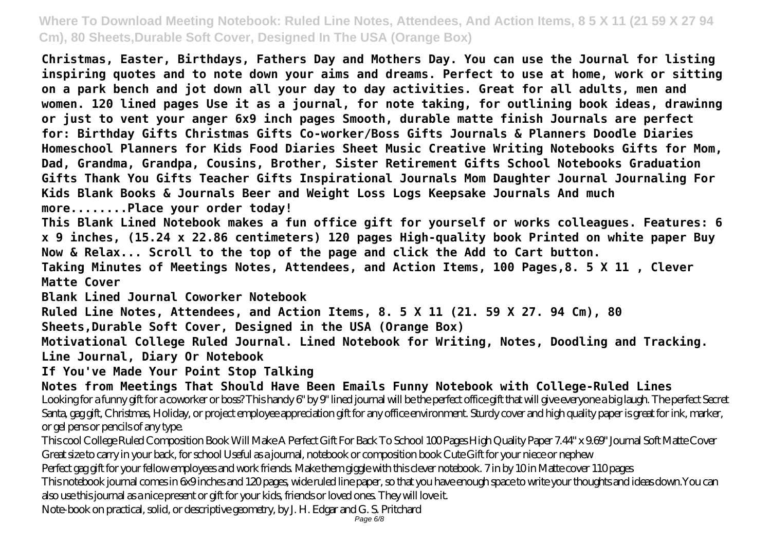**Christmas, Easter, Birthdays, Fathers Day and Mothers Day. You can use the Journal for listing inspiring quotes and to note down your aims and dreams. Perfect to use at home, work or sitting on a park bench and jot down all your day to day activities. Great for all adults, men and women. 120 lined pages Use it as a journal, for note taking, for outlining book ideas, drawinng or just to vent your anger 6x9 inch pages Smooth, durable matte finish Journals are perfect for: Birthday Gifts Christmas Gifts Co-worker/Boss Gifts Journals & Planners Doodle Diaries Homeschool Planners for Kids Food Diaries Sheet Music Creative Writing Notebooks Gifts for Mom, Dad, Grandma, Grandpa, Cousins, Brother, Sister Retirement Gifts School Notebooks Graduation Gifts Thank You Gifts Teacher Gifts Inspirational Journals Mom Daughter Journal Journaling For Kids Blank Books & Journals Beer and Weight Loss Logs Keepsake Journals And much more........Place your order today!**

**This Blank Lined Notebook makes a fun office gift for yourself or works colleagues. Features: 6 x 9 inches, (15.24 x 22.86 centimeters) 120 pages High-quality book Printed on white paper Buy Now & Relax... Scroll to the top of the page and click the Add to Cart button.**

**Taking Minutes of Meetings Notes, Attendees, and Action Items, 100 Pages,8. 5 X 11 , Clever Matte Cover**

**Blank Lined Journal Coworker Notebook**

**Ruled Line Notes, Attendees, and Action Items, 8. 5 X 11 (21. 59 X 27. 94 Cm), 80 Sheets,Durable Soft Cover, Designed in the USA (Orange Box)**

**Motivational College Ruled Journal. Lined Notebook for Writing, Notes, Doodling and Tracking.**

**Line Journal, Diary Or Notebook**

**If You've Made Your Point Stop Talking**

**Notes from Meetings That Should Have Been Emails Funny Notebook with College-Ruled Lines**

Looking for a funny gift for a coworker or boss? This handy 6" by 9" lined journal will be the perfect office gift that will give everyone a big laugh. The perfect Secret Santa, gag gift, Christmas, Holiday, or project employee appreciation gift for any office environment. Sturdy cover and high quality paper is great for ink, marker, or gel pens or pencils of any type.

This cool College Ruled Composition Book Will Make A Perfect Gift For Back To School 100 Pages High Quality Paper 7.44" x 9.69" Journal Soft Matte Cover Great size to carry in your back, for school Useful as a journal, notebook or composition book Cute Gift for your niece or nephew

Perfect gag gift for your fellow employees and work friends. Make them giggle with this clever notebook. 7 in by 10 in Matte cover 110 pages

This notebook journal comes in 6x9 inches and 120 pages, wide ruled line paper, so that you have enough space to write your thoughts and ideas down.You can also use this journal as a nice present or gift for your kids, friends or loved ones. They will love it.

Note-book on practical, solid, or descriptive geometry, by J. H. Edgar and G. S. Pritchard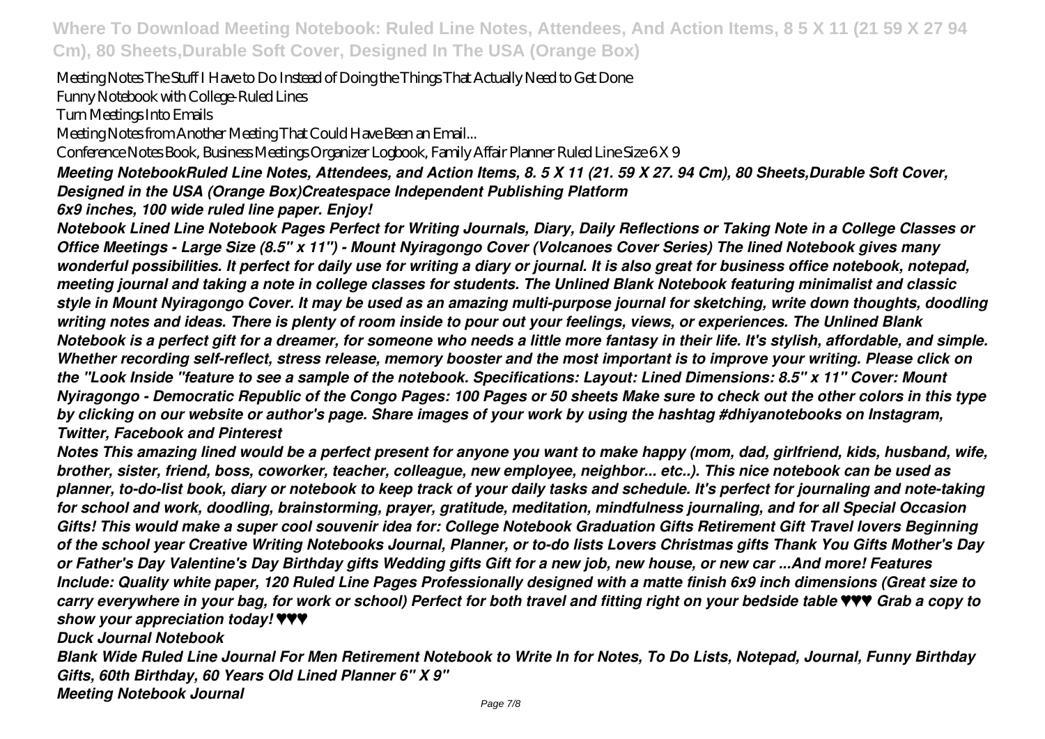Meeting Notes The Stuff I Have to Do Instead of Doing the Things That Actually Need to Get Done

Funny Notebook with College-Ruled Lines

Turn Meetings Into Emails

Meeting Notes from Another Meeting That Could Have Been an Email...

Conference Notes Book, Business Meetings Organizer Logbook, Family Affair Planner Ruled Line Size 6 X 9

***Meeting NotebookRuled Line Notes, Attendees, and Action Items, 8. 5 X 11 (21. 59 X 27. 94 Cm), 80 Sheets,Durable Soft Cover, Designed in the USA (Orange Box)Createspace Independent Publishing Platform***

***6x9 inches, 100 wide ruled line paper. Enjoy!***

***Notebook Lined Line Notebook Pages Perfect for Writing Journals, Diary, Daily Reflections or Taking Note in a College Classes or Office Meetings - Large Size (8.5" x 11") - Mount Nyiragongo Cover (Volcanoes Cover Series) The lined Notebook gives many wonderful possibilities. It perfect for daily use for writing a diary or journal. It is also great for business office notebook, notepad, meeting journal and taking a note in college classes for students. The Unlined Blank Notebook featuring minimalist and classic style in Mount Nyiragongo Cover. It may be used as an amazing multi-purpose journal for sketching, write down thoughts, doodling writing notes and ideas. There is plenty of room inside to pour out your feelings, views, or experiences. The Unlined Blank Notebook is a perfect gift for a dreamer, for someone who needs a little more fantasy in their life. It's stylish, affordable, and simple. Whether recording self-reflect, stress release, memory booster and the most important is to improve your writing. Please click on the "Look Inside "feature to see a sample of the notebook. Specifications: Layout: Lined Dimensions: 8.5" x 11" Cover: Mount Nyiragongo - Democratic Republic of the Congo Pages: 100 Pages or 50 sheets Make sure to check out the other colors in this type by clicking on our website or author's page. Share images of your work by using the hashtag #dhiyanotebooks on Instagram, Twitter, Facebook and Pinterest***

***Notes This amazing lined would be a perfect present for anyone you want to make happy (mom, dad, girlfriend, kids, husband, wife, brother, sister, friend, boss, coworker, teacher, colleague, new employee, neighbor... etc..). This nice notebook can be used as planner, to-do-list book, diary or notebook to keep track of your daily tasks and schedule. It's perfect for journaling and note-taking for school and work, doodling, brainstorming, prayer, gratitude, meditation, mindfulness journaling, and for all Special Occasion Gifts! This would make a super cool souvenir idea for: College Notebook Graduation Gifts Retirement Gift Travel lovers Beginning of the school year Creative Writing Notebooks Journal, Planner, or to-do lists Lovers Christmas gifts Thank You Gifts Mother's Day or Father's Day Valentine's Day Birthday gifts Wedding gifts Gift for a new job, new house, or new car ...And more! Features Include: Quality white paper, 120 Ruled Line Pages Professionally designed with a matte finish 6x9 inch dimensions (Great size to carry everywhere in your bag, for work or school) Perfect for both travel and fitting right on your bedside table ♥♥♥ Grab a copy to show your appreciation today! ♥♥♥***

***Duck Journal Notebook***

***Blank Wide Ruled Line Journal For Men Retirement Notebook to Write In for Notes, To Do Lists, Notepad, Journal, Funny Birthday Gifts, 60th Birthday, 60 Years Old Lined Planner 6" X 9"***

***Meeting Notebook Journal***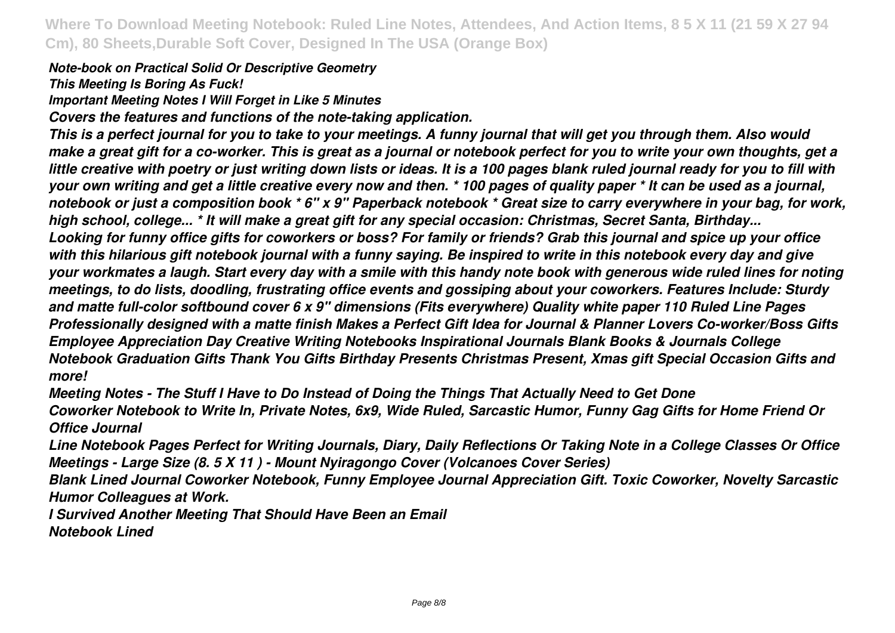*Note-book on Practical Solid Or Descriptive Geometry*

*This Meeting Is Boring As Fuck!*

*Important Meeting Notes I Will Forget in Like 5 Minutes*

*Covers the features and functions of the note-taking application.*

*This is a perfect journal for you to take to your meetings. A funny journal that will get you through them. Also would make a great gift for a co-worker. This is great as a journal or notebook perfect for you to write your own thoughts, get a little creative with poetry or just writing down lists or ideas. It is a 100 pages blank ruled journal ready for you to fill with your own writing and get a little creative every now and then. * 100 pages of quality paper * It can be used as a journal, notebook or just a composition book * 6" x 9" Paperback notebook * Great size to carry everywhere in your bag, for work, high school, college... * It will make a great gift for any special occasion: Christmas, Secret Santa, Birthday...*

*Looking for funny office gifts for coworkers or boss? For family or friends? Grab this journal and spice up your office with this hilarious gift notebook journal with a funny saying. Be inspired to write in this notebook every day and give your workmates a laugh. Start every day with a smile with this handy note book with generous wide ruled lines for noting meetings, to do lists, doodling, frustrating office events and gossiping about your coworkers. Features Include: Sturdy and matte full-color softbound cover 6 x 9" dimensions (Fits everywhere) Quality white paper 110 Ruled Line Pages Professionally designed with a matte finish Makes a Perfect Gift Idea for Journal & Planner Lovers Co-worker/Boss Gifts Employee Appreciation Day Creative Writing Notebooks Inspirational Journals Blank Books & Journals College Notebook Graduation Gifts Thank You Gifts Birthday Presents Christmas Present, Xmas gift Special Occasion Gifts and more!*

*Meeting Notes - The Stuff I Have to Do Instead of Doing the Things That Actually Need to Get Done*

*Coworker Notebook to Write In, Private Notes, 6x9, Wide Ruled, Sarcastic Humor, Funny Gag Gifts for Home Friend Or Office Journal*

*Line Notebook Pages Perfect for Writing Journals, Diary, Daily Reflections Or Taking Note in a College Classes Or Office Meetings - Large Size (8. 5 X 11 ) - Mount Nyiragongo Cover (Volcanoes Cover Series)*

*Blank Lined Journal Coworker Notebook, Funny Employee Journal Appreciation Gift. Toxic Coworker, Novelty Sarcastic Humor Colleagues at Work.*

*I Survived Another Meeting That Should Have Been an Email*

*Notebook Lined*